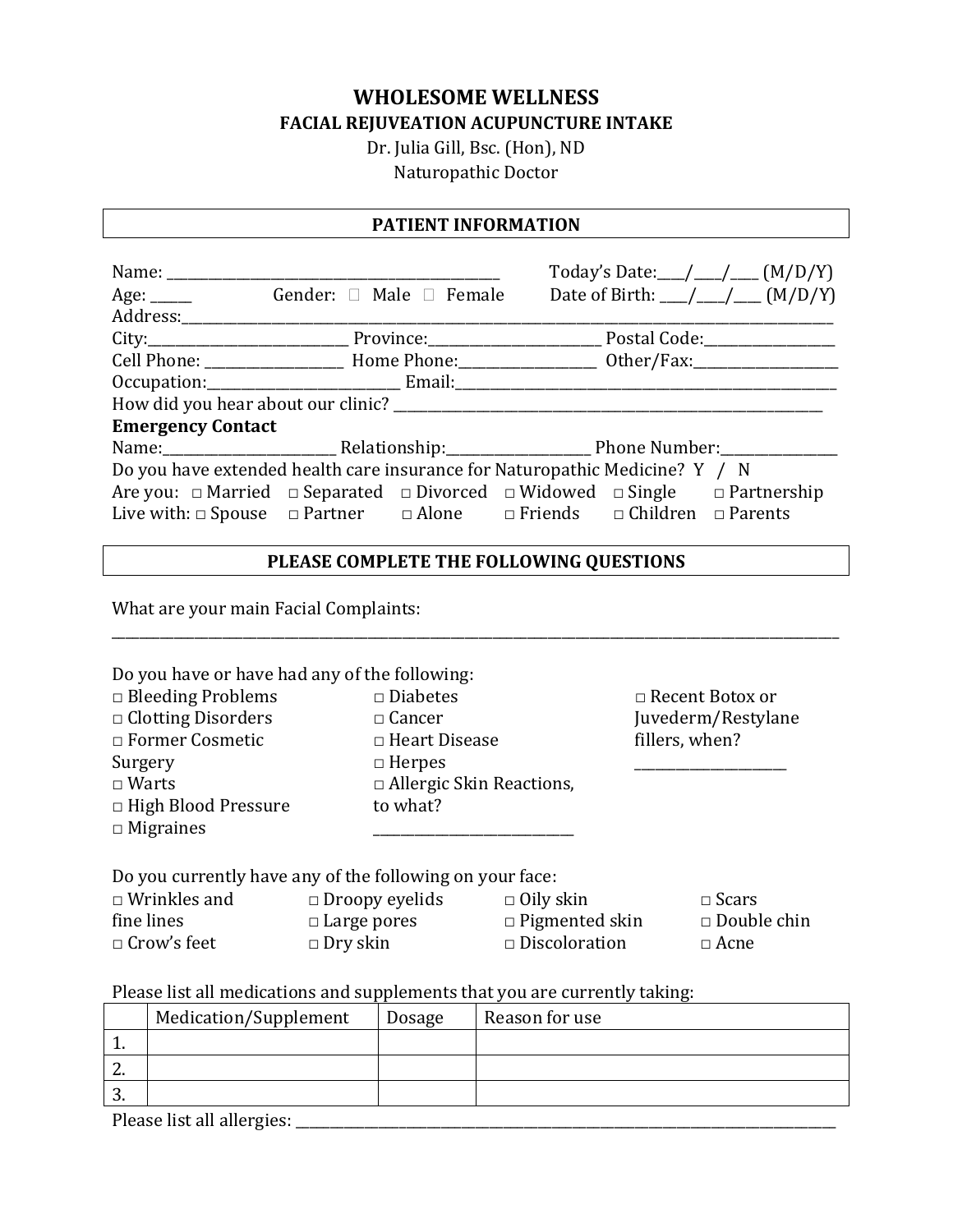# WHOLESOME WELLNESS

## FACIAL REJUVEATION ACUPUNCTURE INTAKE

Dr. Julia Gill, Bsc. (Hon), ND
Naturopathic Doctor

## PATIENT INFORMATION

Name: _______________________________________________ Today's Date:____/____/____ (M/D/Y)
Age: ______ Gender: ☐ Male ☐ Female Date of Birth: ____/____/____ (M/D/Y)
Address:_______________________________________________________________________________________________
City:____________________________ Province:________________________ Postal Code:__________________
Cell Phone: ____________________ Home Phone:___________________ Other/Fax:____________________
Occupation:___________________________ Email:________________________________________________________
How did you hear about our clinic? ______________________________________________________________

**Emergency Contact**
Name:________________________ Relationship:____________________ Phone Number:________________
Do you have extended health care insurance for Naturopathic Medicine? Y / N
Are you: □ Married □ Separated □ Divorced □ Widowed □ Single □ Partnership
Live with: □ Spouse □ Partner □ Alone □ Friends □ Children □ Parents

## PLEASE COMPLETE THE FOLLOWING QUESTIONS

What are your main Facial Complaints:
_____________________________________________________________________________________________________

Do you have or have had any of the following:

□ Bleeding Problems
□ Clotting Disorders
□ Former Cosmetic Surgery
□ Warts
□ High Blood Pressure
□ Migraines
□ Diabetes
□ Cancer
□ Heart Disease
□ Herpes
□ Allergic Skin Reactions, to what? ____________________________
□ Recent Botox or Juvederm/Restylane fillers, when? _____________________

Do you currently have any of the following on your face:

□ Wrinkles and fine lines
□ Crow's feet
□ Droopy eyelids
□ Large pores
□ Dry skin
□ Oily skin
□ Pigmented skin
□ Discoloration
□ Scars
□ Double chin
□ Acne

Please list all medications and supplements that you are currently taking:

| | Medication/Supplement | Dosage | Reason for use |
|---|---|---|---|
| 1. | | | |
| 2. | | | |
| 3. | | | |

Please list all allergies: _______________________________________________________________________________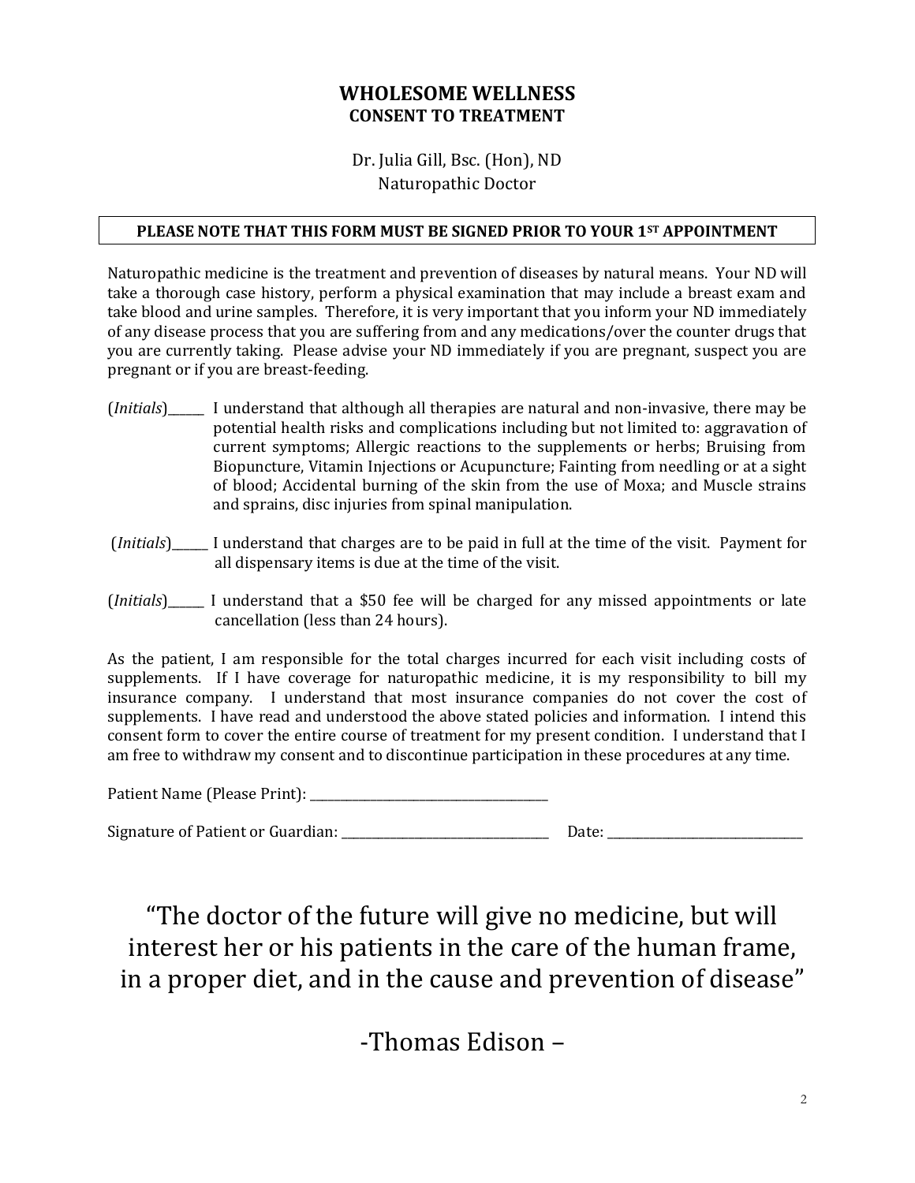# WHOLESOME WELLNESS

## CONSENT TO TREATMENT

Dr. Julia Gill, Bsc. (Hon), ND
Naturopathic Doctor

**PLEASE NOTE THAT THIS FORM MUST BE SIGNED PRIOR TO YOUR 1ST APPOINTMENT**

Naturopathic medicine is the treatment and prevention of diseases by natural means. Your ND will take a thorough case history, perform a physical examination that may include a breast exam and take blood and urine samples. Therefore, it is very important that you inform your ND immediately of any disease process that you are suffering from and any medications/over the counter drugs that you are currently taking. Please advise your ND immediately if you are pregnant, suspect you are pregnant or if you are breast-feeding.

(*Initials*)______ I understand that although all therapies are natural and non-invasive, there may be potential health risks and complications including but not limited to: aggravation of current symptoms; Allergic reactions to the supplements or herbs; Bruising from Biopuncture, Vitamin Injections or Acupuncture; Fainting from needling or at a sight of blood; Accidental burning of the skin from the use of Moxa; and Muscle strains and sprains, disc injuries from spinal manipulation.

(*Initials*)______ I understand that charges are to be paid in full at the time of the visit. Payment for all dispensary items is due at the time of the visit.

(*Initials*)______ I understand that a $50 fee will be charged for any missed appointments or late cancellation (less than 24 hours).

As the patient, I am responsible for the total charges incurred for each visit including costs of supplements. If I have coverage for naturopathic medicine, it is my responsibility to bill my insurance company. I understand that most insurance companies do not cover the cost of supplements. I have read and understood the above stated policies and information. I intend this consent form to cover the entire course of treatment for my present condition. I understand that I am free to withdraw my consent and to discontinue participation in these procedures at any time.

Patient Name (Please Print): ______________________________

Signature of Patient or Guardian: ___________________________ Date: ________________________

"The doctor of the future will give no medicine, but will interest her or his patients in the care of the human frame, in a proper diet, and in the cause and prevention of disease"

-Thomas Edison –